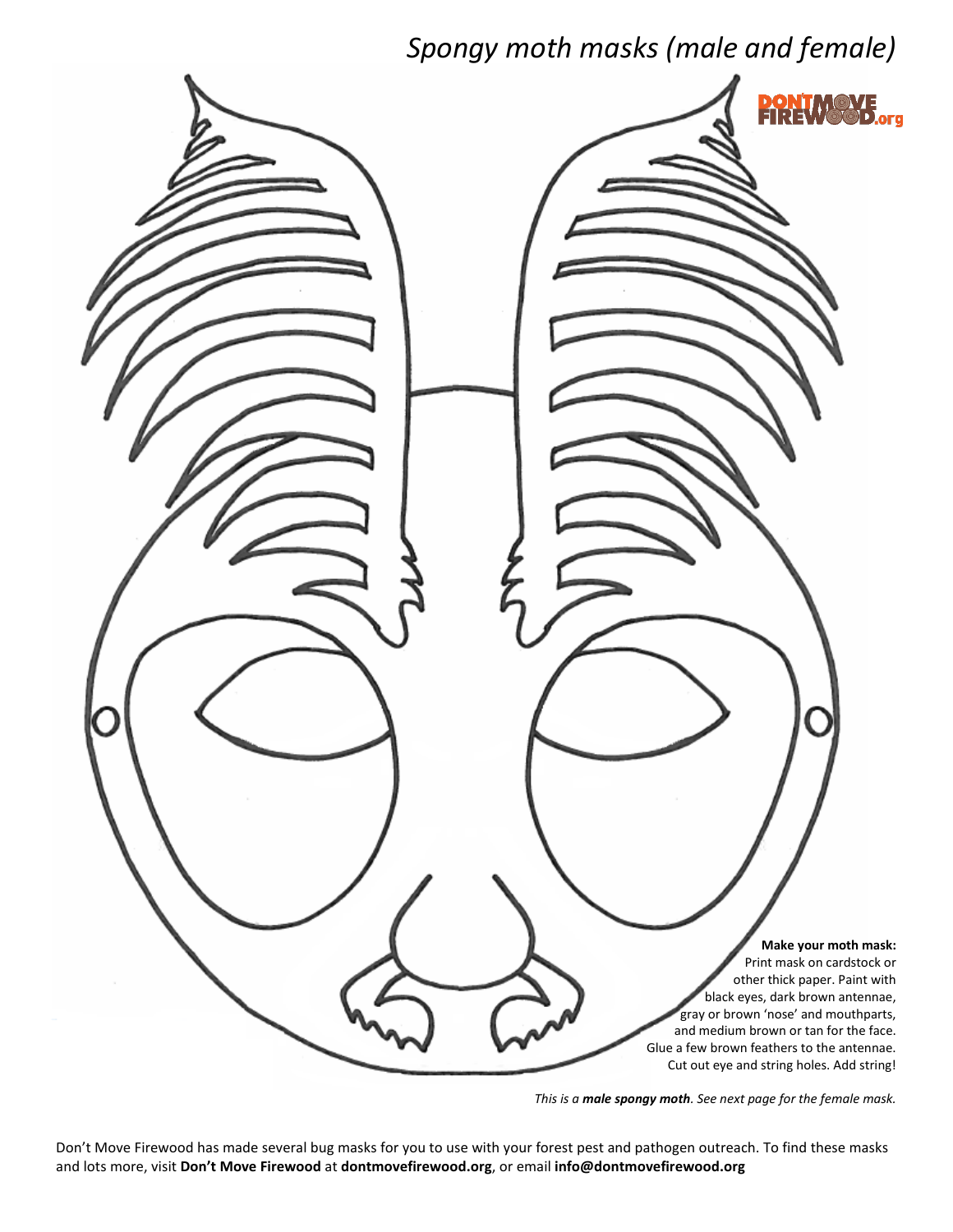# *Spongy moth masks (male and female)*

DONTMOVE FIREWOOD.org

**Make your moth mask:**
Print mask on cardstock or other thick paper. Paint with black eyes, dark brown antennae, gray or brown 'nose' and mouthparts, and medium brown or tan for the face. Glue a few brown feathers to the antennae. Cut out eye and string holes. Add string!

*This is a **male spongy moth**. See next page for the female mask.*

Don't Move Firewood has made several bug masks for you to use with your forest pest and pathogen outreach. To find these masks and lots more, visit **Don't Move Firewood** at **dontmovefirewood.org**, or email **info@dontmovefirewood.org**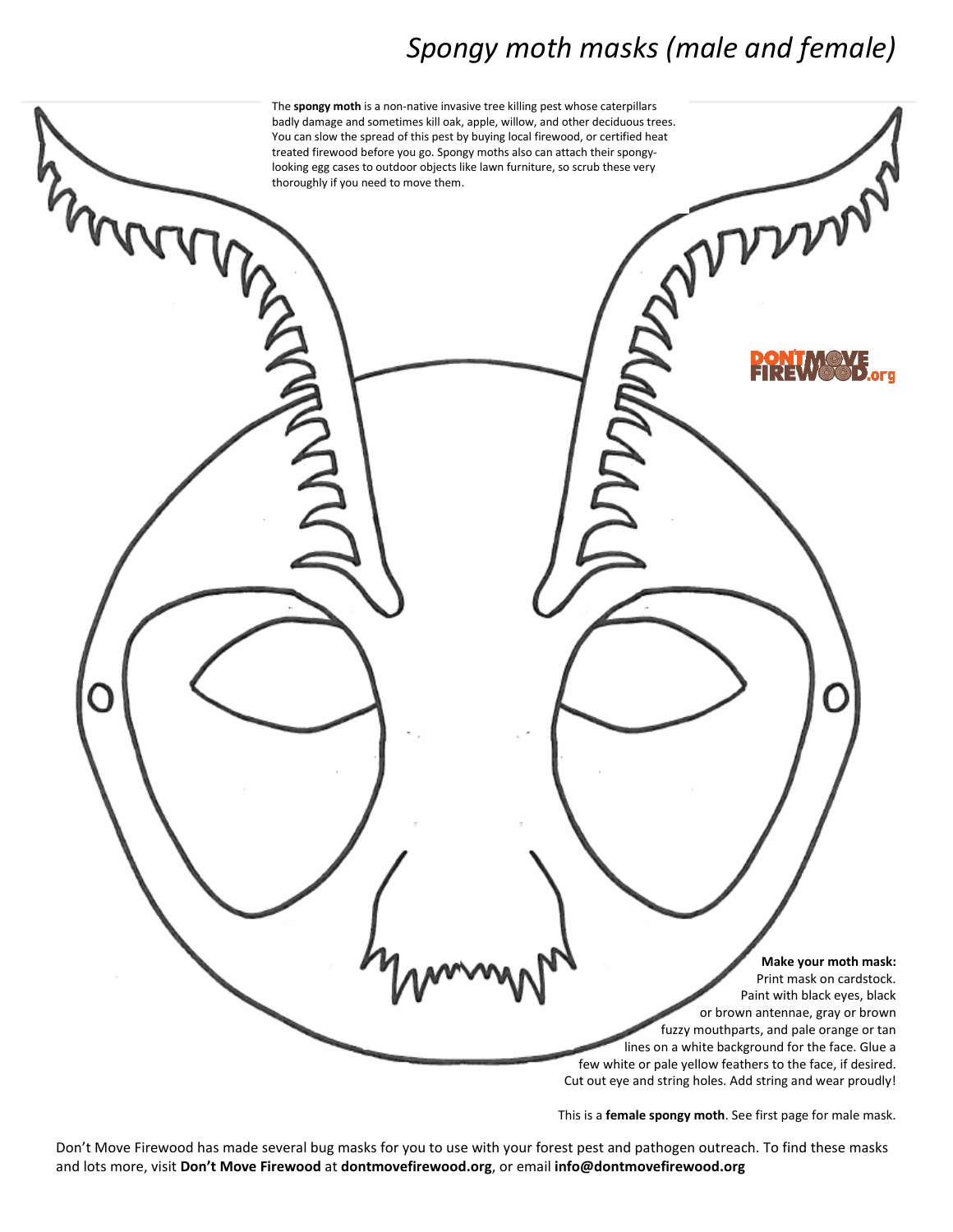# *Spongy moth masks (male and female)*

The **spongy moth** is a non-native invasive tree killing pest whose caterpillars badly damage and sometimes kill oak, apple, willow, and other deciduous trees. You can slow the spread of this pest by buying local firewood, or certified heat treated firewood before you go. Spongy moths also can attach their spongy-looking egg cases to outdoor objects like lawn furniture, so scrub these very thoroughly if you need to move them.

DONTMOVE FIREWOOD.org

**Make your moth mask:**
Print mask on cardstock. Paint with black eyes, black or brown antennae, gray or brown fuzzy mouthparts, and pale orange or tan lines on a white background for the face. Glue a few white or pale yellow feathers to the face, if desired. Cut out eye and string holes. Add string and wear proudly!

This is a **female spongy moth**. See first page for male mask.

Don't Move Firewood has made several bug masks for you to use with your forest pest and pathogen outreach. To find these masks and lots more, visit **Don't Move Firewood** at **dontmovefirewood.org**, or email **info@dontmovefirewood.org**